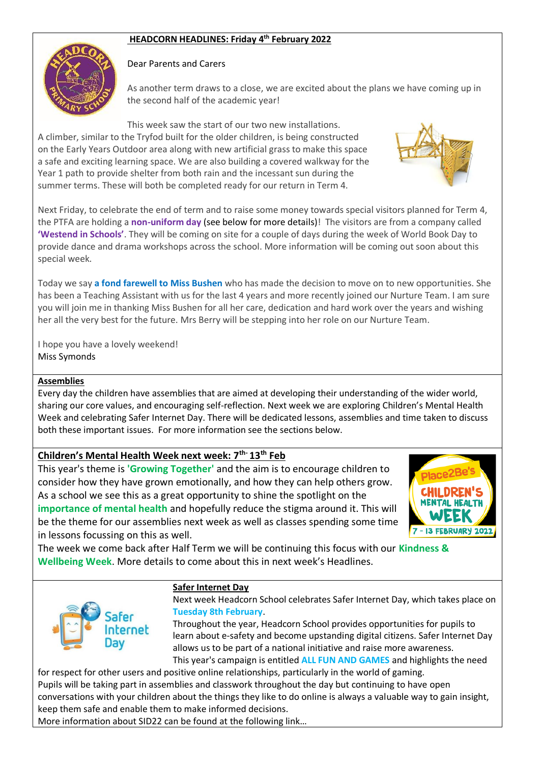## HEADCORN HEADLINES: Friday 4th February 2022

Dear Parents and Carers

As another term draws to a close, we are excited about the plans we have coming up in the second half of the academic year!

This week saw the start of our two new installations. A climber, similar to the Tryfod built for the older children, is being constructed on the Early Years Outdoor area along with new artificial grass to make this space a safe and exciting learning space. We are also building a covered walkway for the Year 1 path to provide shelter from both rain and the incessant sun during the summer terms. These will both be completed ready for our return in Term 4.

Next Friday, to celebrate the end of term and to raise some money towards special visitors planned for Term 4, the PTFA are holding a **non-uniform day** (see below for more details)! The visitors are from a company called **'Westend in Schools'**. They will be coming on site for a couple of days during the week of World Book Day to provide dance and drama workshops across the school. More information will be coming out soon about this special week.

Today we say **a fond farewell to Miss Bushen** who has made the decision to move on to new opportunities. She has been a Teaching Assistant with us for the last 4 years and more recently joined our Nurture Team. I am sure you will join me in thanking Miss Bushen for all her care, dedication and hard work over the years and wishing her all the very best for the future. Mrs Berry will be stepping into her role on our Nurture Team.

I hope you have a lovely weekend!
Miss Symonds

### Assemblies

Every day the children have assemblies that are aimed at developing their understanding of the wider world, sharing our core values, and encouraging self-reflection. Next week we are exploring Children's Mental Health Week and celebrating Safer Internet Day. There will be dedicated lessons, assemblies and time taken to discuss both these important issues. For more information see the sections below.

### Children's Mental Health Week next week: 7th- 13th Feb

This year's theme is **'Growing Together'** and the aim is to encourage children to consider how they have grown emotionally, and how they can help others grow. As a school we see this as a great opportunity to shine the spotlight on the **importance of mental health** and hopefully reduce the stigma around it. This will be the theme for our assemblies next week as well as classes spending some time in lessons focussing on this as well.

The week we come back after Half Term we will be continuing this focus with our **Kindness & Wellbeing Week**. More details to come about this in next week's Headlines.

### Safer Internet Day

Next week Headcorn School celebrates Safer Internet Day, which takes place on **Tuesday 8th February**.

Throughout the year, Headcorn School provides opportunities for pupils to learn about e-safety and become upstanding digital citizens. Safer Internet Day allows us to be part of a national initiative and raise more awareness.

This year's campaign is entitled **ALL FUN AND GAMES** and highlights the need for respect for other users and positive online relationships, particularly in the world of gaming.

Pupils will be taking part in assemblies and classwork throughout the day but continuing to have open conversations with your children about the things they like to do online is always a valuable way to gain insight, keep them safe and enable them to make informed decisions.

More information about SID22 can be found at the following link…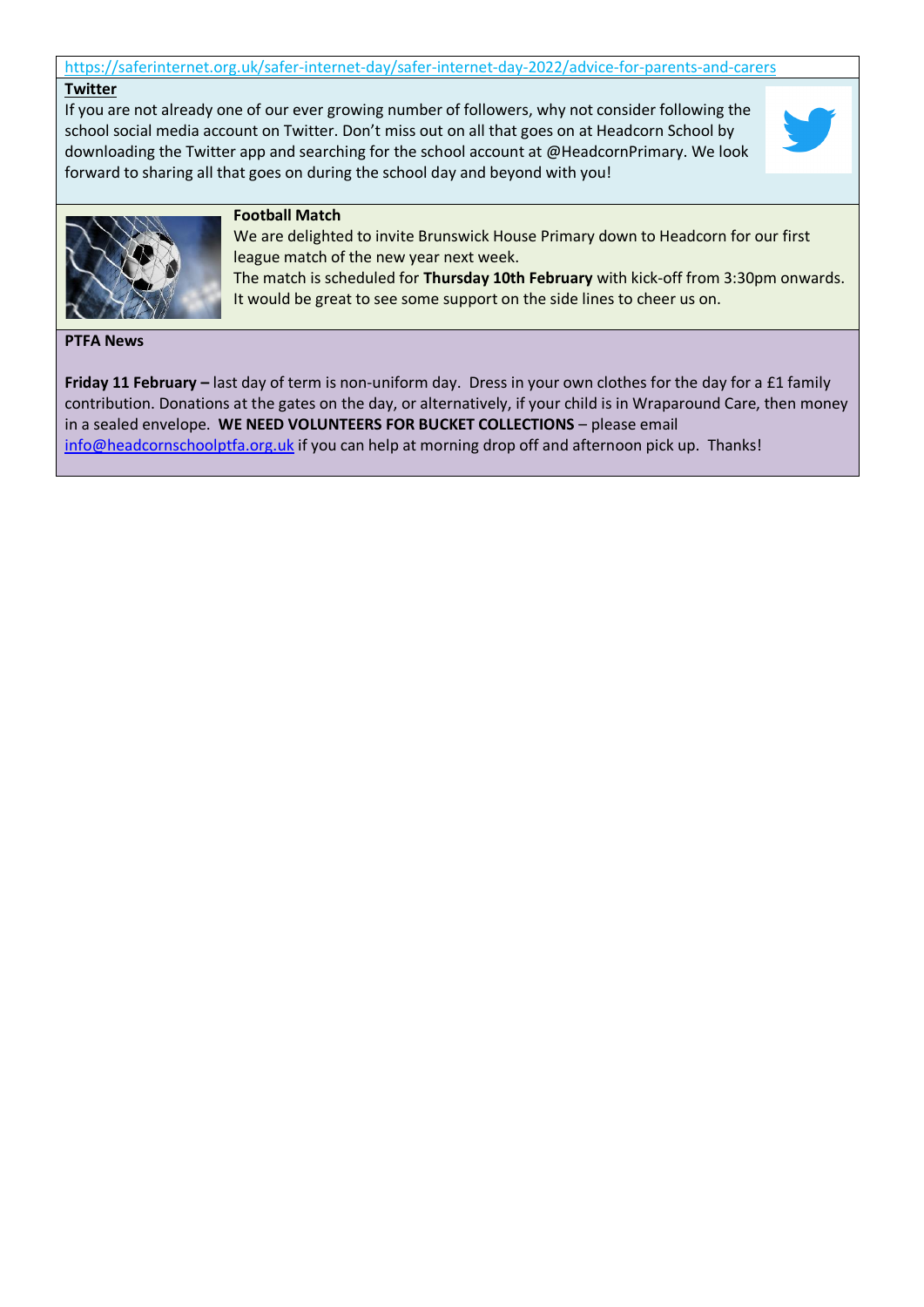https://saferinternet.org.uk/safer-internet-day/safer-internet-day-2022/advice-for-parents-and-carers

**Twitter**

If you are not already one of our ever growing number of followers, why not consider following the school social media account on Twitter. Don't miss out on all that goes on at Headcorn School by downloading the Twitter app and searching for the school account at @HeadcornPrimary. We look forward to sharing all that goes on during the school day and beyond with you!

**Football Match**

We are delighted to invite Brunswick House Primary down to Headcorn for our first league match of the new year next week.
The match is scheduled for **Thursday 10th February** with kick-off from 3:30pm onwards. It would be great to see some support on the side lines to cheer us on.

**PTFA News**

**Friday 11 February –** last day of term is non-uniform day. Dress in your own clothes for the day for a £1 family contribution. Donations at the gates on the day, or alternatively, if your child is in Wraparound Care, then money in a sealed envelope. **WE NEED VOLUNTEERS FOR BUCKET COLLECTIONS** – please email info@headcornschoolptfa.org.uk if you can help at morning drop off and afternoon pick up. Thanks!